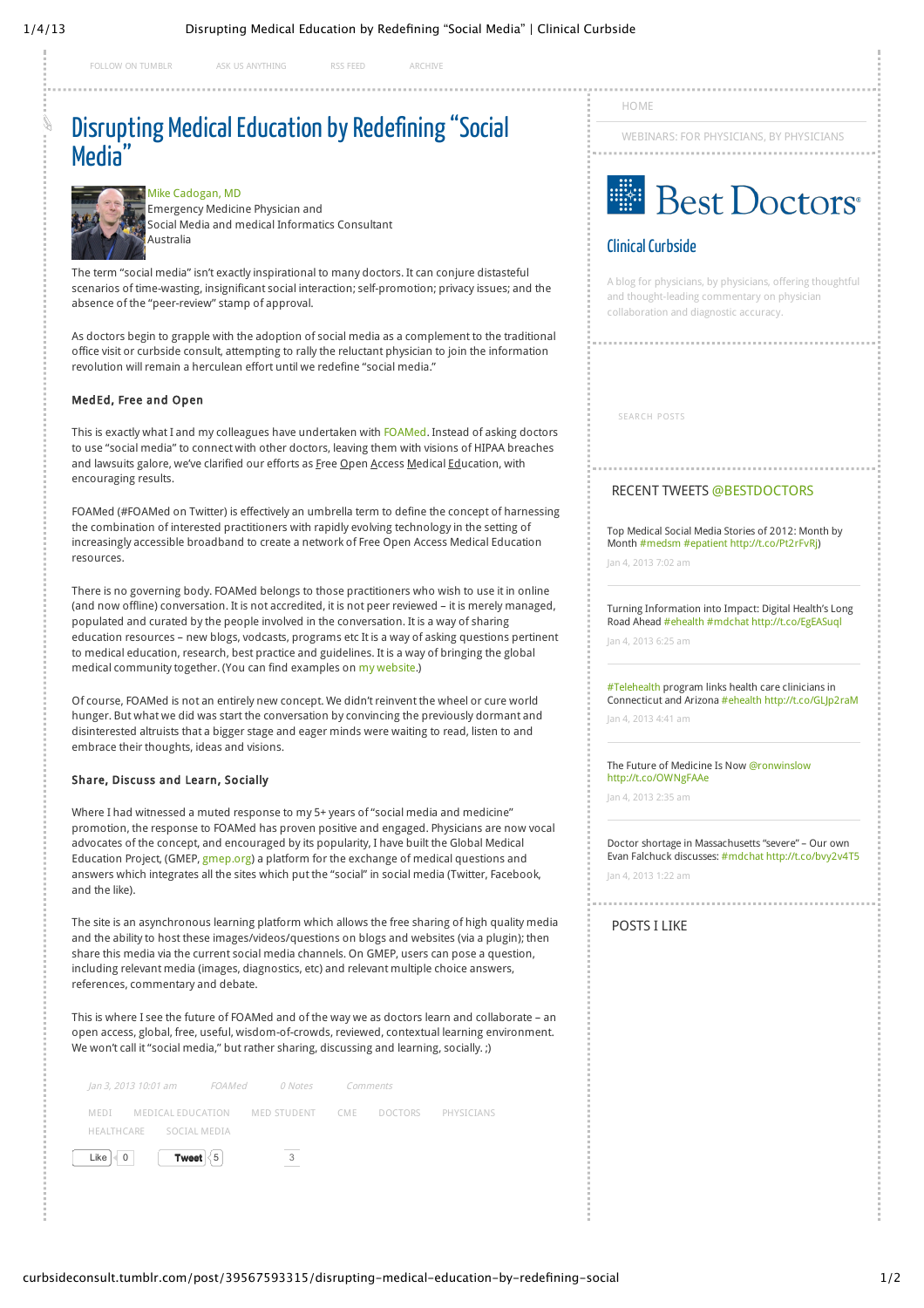FOLLOW ON TUMBLR ASK US ANYTHING RSS FEED ARCHIVE

# Disrupting Medical Education by Redefining "Social Media"

Mike Cadogan, MD
Emergency Medicine Physician and
Social Media and medical Informatics Consultant
Australia

The term "social media" isn't exactly inspirational to many doctors. It can conjure distasteful scenarios of time-wasting, insignificant social interaction; self-promotion; privacy issues; and the absence of the "peer-review" stamp of approval.

As doctors begin to grapple with the adoption of social media as a complement to the traditional office visit or curbside consult, attempting to rally the reluctant physician to join the information revolution will remain a herculean effort until we redefine "social media."

### MedEd, Free and Open

This is exactly what I and my colleagues have undertaken with FOAMed. Instead of asking doctors to use "social media" to connect with other doctors, leaving them with visions of HIPAA breaches and lawsuits galore, we've clarified our efforts as Free Open Access Medical Education, with encouraging results.

FOAMed (#FOAMed on Twitter) is effectively an umbrella term to define the concept of harnessing the combination of interested practitioners with rapidly evolving technology in the setting of increasingly accessible broadband to create a network of Free Open Access Medical Education resources.

There is no governing body. FOAMed belongs to those practitioners who wish to use it in online (and now offline) conversation. It is not accredited, it is not peer reviewed – it is merely managed, populated and curated by the people involved in the conversation. It is a way of sharing education resources – new blogs, vodcasts, programs etc It is a way of asking questions pertinent to medical education, research, best practice and guidelines. It is a way of bringing the global medical community together. (You can find examples on my website.)

Of course, FOAMed is not an entirely new concept. We didn't reinvent the wheel or cure world hunger. But what we did was start the conversation by convincing the previously dormant and disinterested altruists that a bigger stage and eager minds were waiting to read, listen to and embrace their thoughts, ideas and visions.

### Share, Discuss and Learn, Socially

Where I had witnessed a muted response to my 5+ years of "social media and medicine" promotion, the response to FOAMed has proven positive and engaged. Physicians are now vocal advocates of the concept, and encouraged by its popularity, I have built the Global Medical Education Project, (GMEP, gmep.org) a platform for the exchange of medical questions and answers which integrates all the sites which put the "social" in social media (Twitter, Facebook, and the like).

The site is an asynchronous learning platform which allows the free sharing of high quality media and the ability to host these images/videos/questions on blogs and websites (via a plugin); then share this media via the current social media channels. On GMEP, users can pose a question, including relevant media (images, diagnostics, etc) and relevant multiple choice answers, references, commentary and debate.

This is where I see the future of FOAMed and of the way we as doctors learn and collaborate – an open access, global, free, useful, wisdom-of-crowds, reviewed, contextual learning environment. We won't call it "social media," but rather sharing, discussing and learning, socially. ;)

*Jan 3, 2013 10:01 am* · *FOAMed* · *0 Notes* · *Comments*

MEDI · MEDICAL EDUCATION · MED STUDENT · CME · DOCTORS · PHYSICIANS · HEALTHCARE · SOCIAL MEDIA

Like 0 · Tweet 5 · 3

---

HOME

WEBINARS: FOR PHYSICIANS, BY PHYSICIANS

Best Doctors

## Clinical Curbside

A blog for physicians, by physicians, offering thoughtful and thought-leading commentary on physician collaboration and diagnostic accuracy.

SEARCH POSTS

### RECENT TWEETS @BESTDOCTORS

Top Medical Social Media Stories of 2012: Month by Month #medsm #epatient http://t.co/Pt2rFvRj)
Jan 4, 2013 7:02 am

Turning Information into Impact: Digital Health's Long Road Ahead #ehealth #mdchat http://t.co/EgEASuql
Jan 4, 2013 6:25 am

#Telehealth program links health care clinicians in Connecticut and Arizona #ehealth http://t.co/GLJp2raM
Jan 4, 2013 4:41 am

The Future of Medicine Is Now @ronwinslow http://t.co/OWNgFAAe
Jan 4, 2013 2:35 am

Doctor shortage in Massachusetts "severe" – Our own Evan Falchuck discusses: #mdchat http://t.co/bvy2v4T5
Jan 4, 2013 1:22 am

### POSTS I LIKE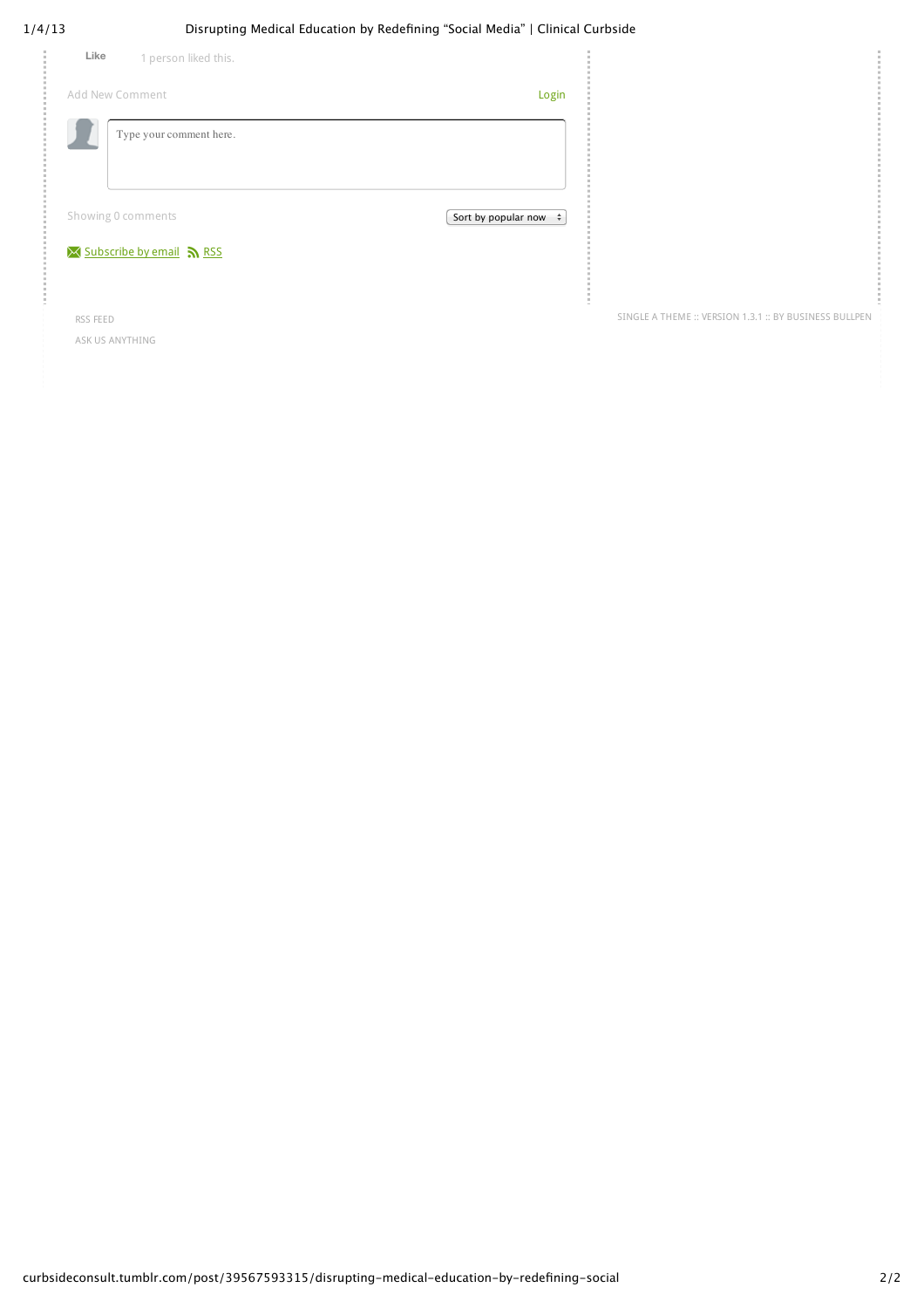Like 1 person liked this.

Add New Comment Login

Type your comment here.

Showing 0 comments

Sort by popular now

Subscribe by email RSS

RSS FEED

ASK US ANYTHING

SINGLE A THEME :: VERSION 1.3.1 :: BY BUSINESS BULLPEN